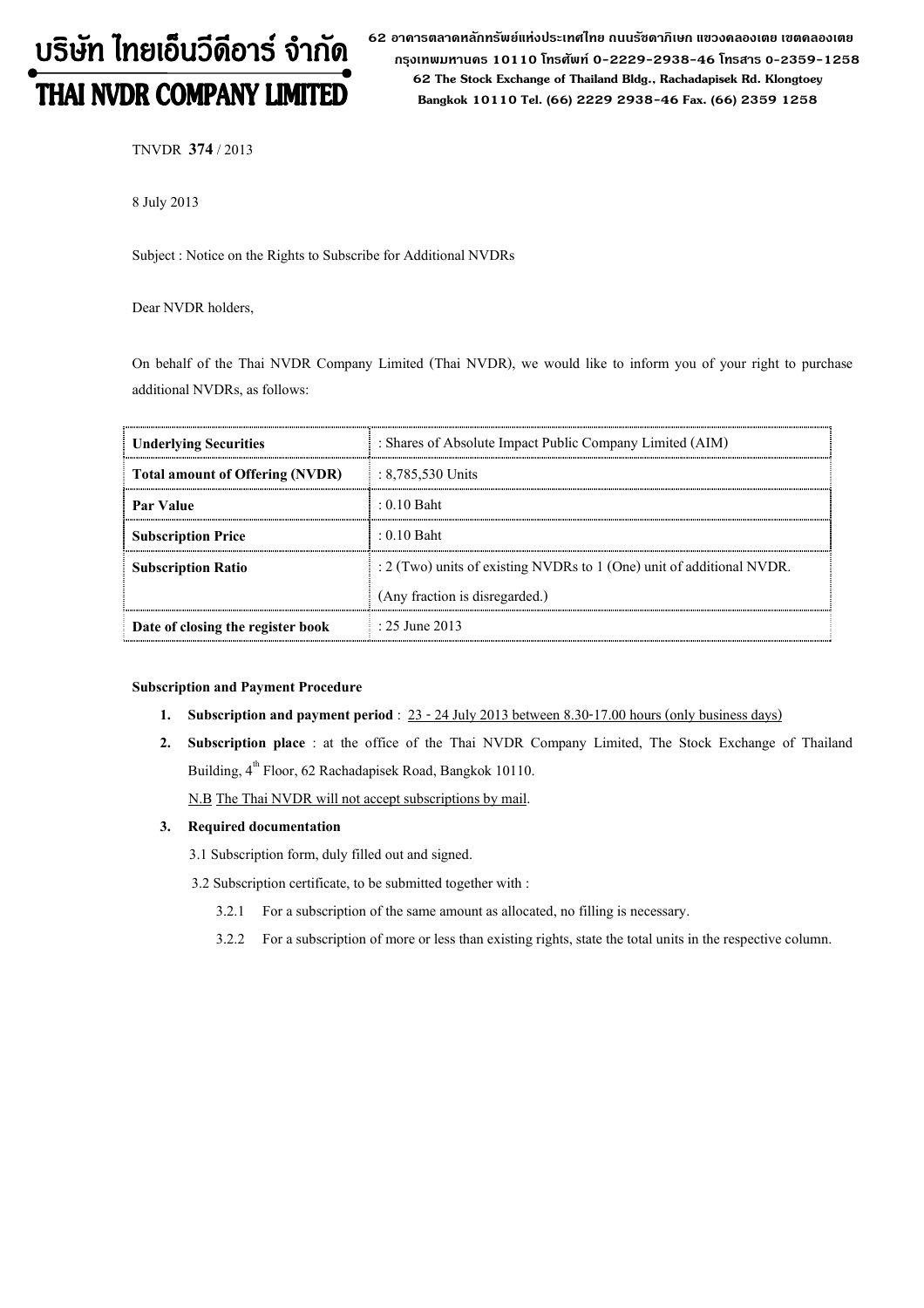# บริษัท ไทยเอ็นวีดีอาร์ จำกัด
# THAI NVDR COMPANY LIMITED

62 อาคารตลาดหลักทรัพย์แห่งประเทศไทย ถนนรัชดาภิเษก แขวงคลองเตย เขตคลองเตย กรุงเทพมหานคร 10110 โทรศัพท์ 0-2229-2938-46 โทรสาร 0-2359-1258
62 The Stock Exchange of Thailand Bldg., Rachadapisek Rd. Klongtoey Bangkok 10110 Tel. (66) 2229 2938-46 Fax. (66) 2359 1258

TNVDR **374** / 2013

8 July 2013

Subject : Notice on the Rights to Subscribe for Additional NVDRs

Dear NVDR holders,

On behalf of the Thai NVDR Company Limited (Thai NVDR), we would like to inform you of your right to purchase additional NVDRs, as follows:

| | |
|---|---|
| **Underlying Securities** | : Shares of Absolute Impact Public Company Limited (AIM) |
| **Total amount of Offering (NVDR)** | : 8,785,530 Units |
| **Par Value** | : 0.10 Baht |
| **Subscription Price** | : 0.10 Baht |
| **Subscription Ratio** | : 2 (Two) units of existing NVDRs to 1 (One) unit of additional NVDR. (Any fraction is disregarded.) |
| **Date of closing the register book** | : 25 June 2013 |

**Subscription and Payment Procedure**

1. **Subscription and payment period** : 23 - 24 July 2013 between 8.30-17.00 hours (only business days)
2. **Subscription place** : at the office of the Thai NVDR Company Limited, The Stock Exchange of Thailand Building, 4th Floor, 62 Rachadapisek Road, Bangkok 10110.

   N.B The Thai NVDR will not accept subscriptions by mail.

3. **Required documentation**

   3.1 Subscription form, duly filled out and signed.

   3.2 Subscription certificate, to be submitted together with :

   3.2.1 For a subscription of the same amount as allocated, no filling is necessary.

   3.2.2 For a subscription of more or less than existing rights, state the total units in the respective column.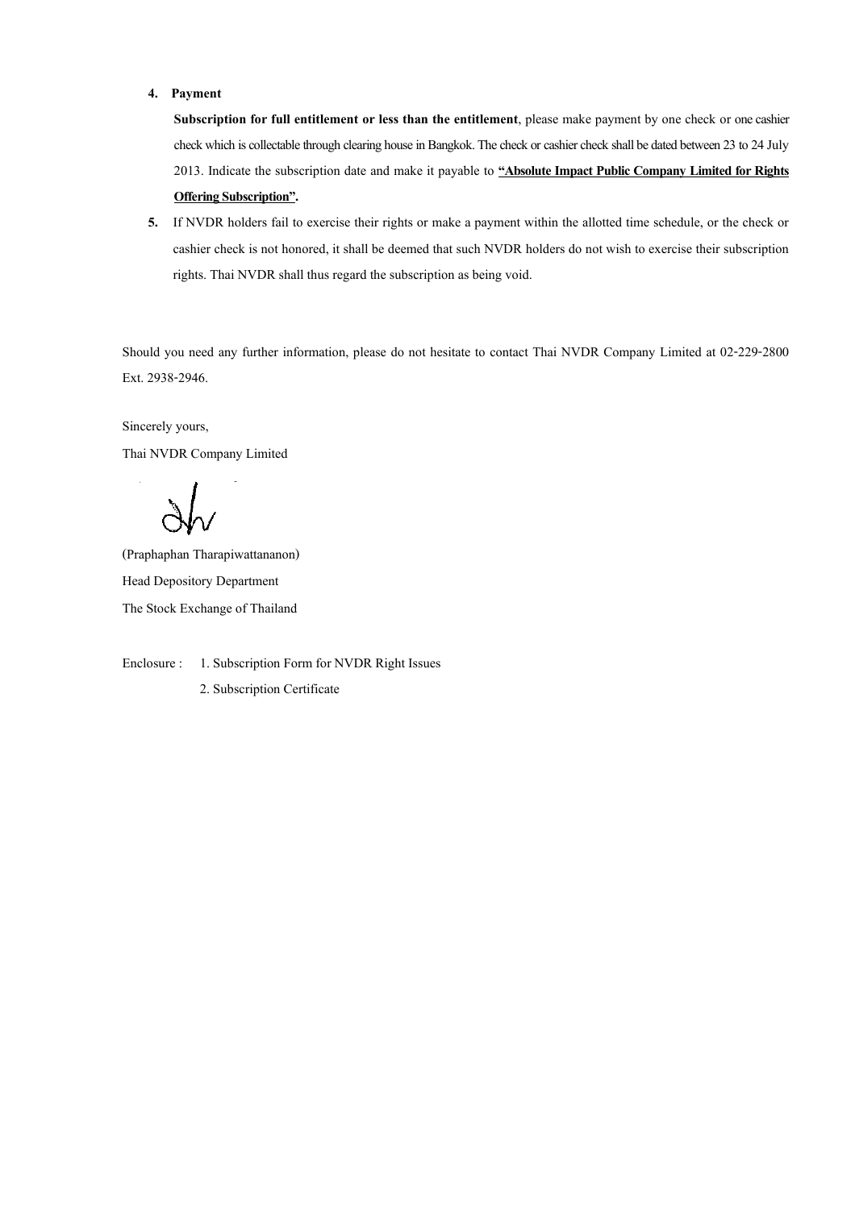4. **Payment**

   **Subscription for full entitlement or less than the entitlement**, please make payment by one check or one cashier check which is collectable through clearing house in Bangkok. The check or cashier check shall be dated between 23 to 24 July 2013. Indicate the subscription date and make it payable to **"Absolute Impact Public Company Limited for Rights Offering Subscription".**

5. If NVDR holders fail to exercise their rights or make a payment within the allotted time schedule, or the check or cashier check is not honored, it shall be deemed that such NVDR holders do not wish to exercise their subscription rights. Thai NVDR shall thus regard the subscription as being void.

Should you need any further information, please do not hesitate to contact Thai NVDR Company Limited at 02-229-2800 Ext. 2938-2946.

Sincerely yours,

Thai NVDR Company Limited

(Praphaphan Tharapiwattananon)

Head Depository Department

The Stock Exchange of Thailand

Enclosure : 1. Subscription Form for NVDR Right Issues

2. Subscription Certificate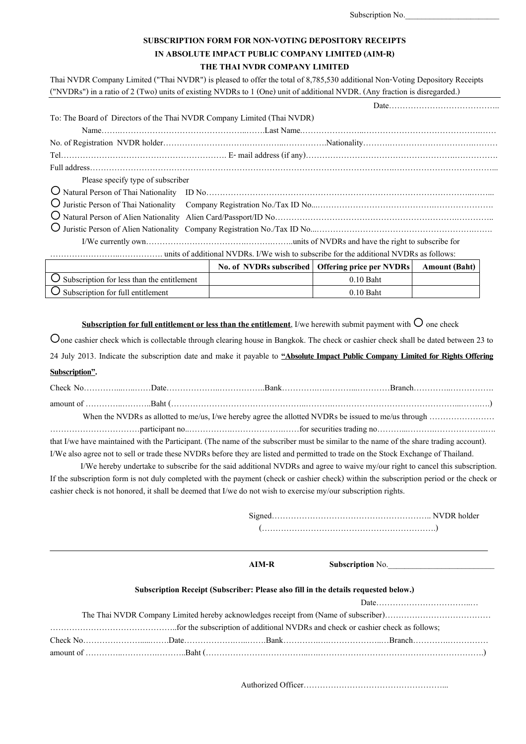Subscription No.______________________

**SUBSCRIPTION FORM FOR NON-VOTING DEPOSITORY RECEIPTS**
**IN ABSOLUTE IMPACT PUBLIC COMPANY LIMITED (AIM-R)**
**THE THAI NVDR COMPANY LIMITED**

Thai NVDR Company Limited ("Thai NVDR") is pleased to offer the total of 8,785,530 additional Non-Voting Depository Receipts ("NVDRs") in a ratio of 2 (Two) units of existing NVDRs to 1 (One) unit of additional NVDR. (Any fraction is disregarded.)

Date…………………………………..

To: The Board of Directors of the Thai NVDR Company Limited (Thai NVDR)

Name……..……………………………………..…….Last Name.…………………..…………………………………….……

No. of Registration NVDR holder……………………….…………..…………….Nationality……….……………………….………

Tel……………………………………………………. E- mail address (if any)…………………………………………………….…………….

Full address…………………………………………………………………………………………….………………………………...

Please specify type of subscriber

○ Natural Person of Thai Nationality ID No……………………………………………………………………………………..……...

○ Juristic Person of Thai Nationality Company Registration No./Tax ID No...………………………………………….…………………….

○ Natural Person of Alien Nationality Alien Card/Passport/ID No……………………………………………………………….…………..

○ Juristic Person of Alien Nationality Company Registration No./Tax ID No...…………………………………………………….…….

I/We currently own…………………………….……….……..units of NVDRs and have the right to subscribe for

……………………..……………. units of additional NVDRs. I/We wish to subscribe for the additional NVDRs as follows:

| | No. of NVDRs subscribed | Offering price per NVDRs | Amount (Baht) |
|---|---|---|---|
| ○ Subscription for less than the entitlement | | 0.10 Baht | |
| ○ Subscription for full entitlement | | 0.10 Baht | |

**Subscription for full entitlement or less than the entitlement**, I/we herewith submit payment with ○ one check ○ one cashier check which is collectable through clearing house in Bangkok. The check or cashier check shall be dated between 23 to 24 July 2013. Indicate the subscription date and make it payable to **"Absolute Impact Public Company Limited for Rights Offering Subscription".**

Check No…………...…..……Date………………..……………..Bank…………..………...…………Branch…………..…………….

amount of …………..………..Baht (…………………………………………...………..……………………………………...……..…)

When the NVDRs as allotted to me/us, I/we hereby agree the allotted NVDRs be issued to me/us through …………………… ……………………………participant no..……………..………………….……for securities trading no………...……….…………….…. that I/we have maintained with the Participant. (The name of the subscriber must be similar to the name of the share trading account). I/We also agree not to sell or trade these NVDRs before they are listed and permitted to trade on the Stock Exchange of Thailand.

I/We hereby undertake to subscribe for the said additional NVDRs and agree to waive my/our right to cancel this subscription. If the subscription form is not duly completed with the payment (check or cashier check) within the subscription period or the check or cashier check is not honored, it shall be deemed that I/we do not wish to exercise my/our subscription rights.

Signed………………………………………………….. NVDR holder
(……………………………………………………….)

---

**AIM-R** **Subscription** No.________________________

**Subscription Receipt (Subscriber: Please also fill in the details requested below.)**

Date……………………………..…

The Thai NVDR Company Limited hereby acknowledges receipt from (Name of subscriber)………………………………… ………………………………………..for the subscription of additional NVDRs and check or cashier check as follows;

Check No………………......…….Date…………………..…….Bank…………..….…………….…Branch………….……………

amount of …………..…………..………..Baht (……………………………..….…………………………………………………….)

Authorized Officer……………………………………………...